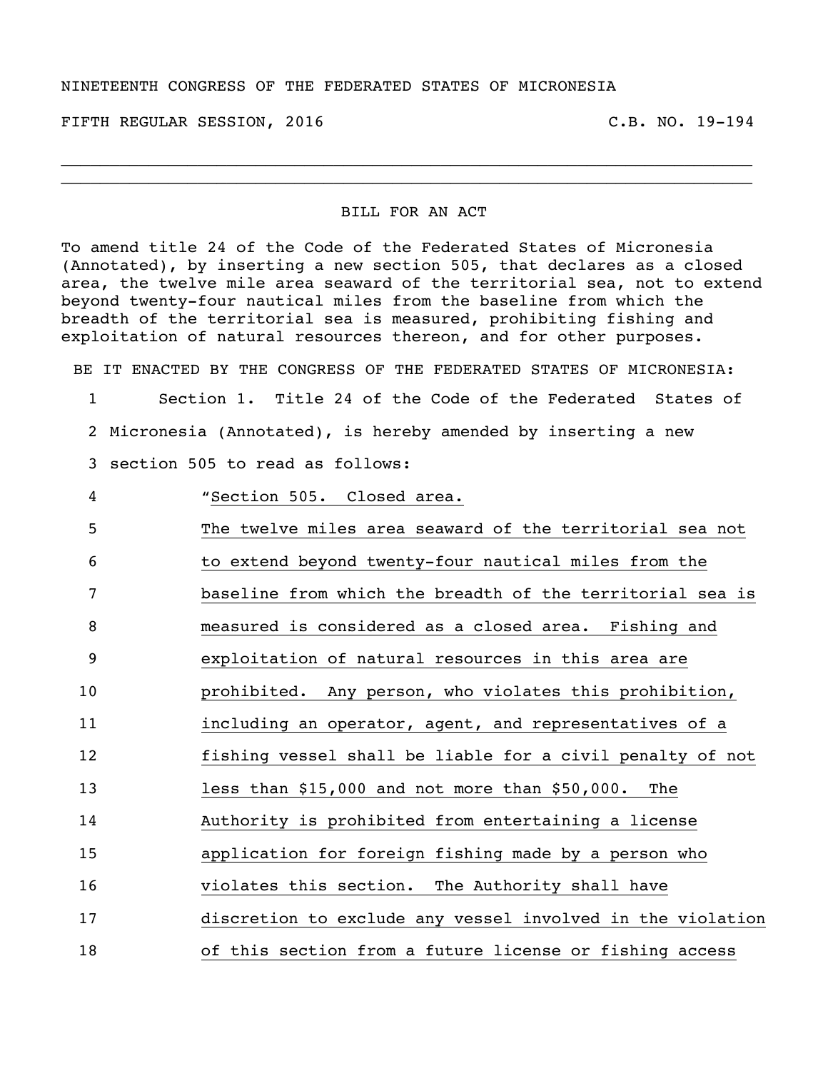NINETEENTH CONGRESS OF THE FEDERATED STATES OF MICRONESIA

FIFTH REGULAR SESSION, 2016 C.B. NO. 19-194

---

## BILL FOR AN ACT

To amend title 24 of the Code of the Federated States of Micronesia (Annotated), by inserting a new section 505, that declares as a closed area, the twelve mile area seaward of the territorial sea, not to extend beyond twenty-four nautical miles from the baseline from which the breadth of the territorial sea is measured, prohibiting fishing and exploitation of natural resources thereon, and for other purposes.

BE IT ENACTED BY THE CONGRESS OF THE FEDERATED STATES OF MICRONESIA:

1 Section 1. Title 24 of the Code of the Federated States of
2 Micronesia (Annotated), is hereby amended by inserting a new
3 section 505 to read as follows:
4 "Section 505. Closed area.
5 The twelve miles area seaward of the territorial sea not
6 to extend beyond twenty-four nautical miles from the
7 baseline from which the breadth of the territorial sea is
8 measured is considered as a closed area. Fishing and
9 exploitation of natural resources in this area are
10 prohibited. Any person, who violates this prohibition,
11 including an operator, agent, and representatives of a
12 fishing vessel shall be liable for a civil penalty of not
13 less than $15,000 and not more than $50,000. The
14 Authority is prohibited from entertaining a license
15 application for foreign fishing made by a person who
16 violates this section. The Authority shall have
17 discretion to exclude any vessel involved in the violation
18 of this section from a future license or fishing access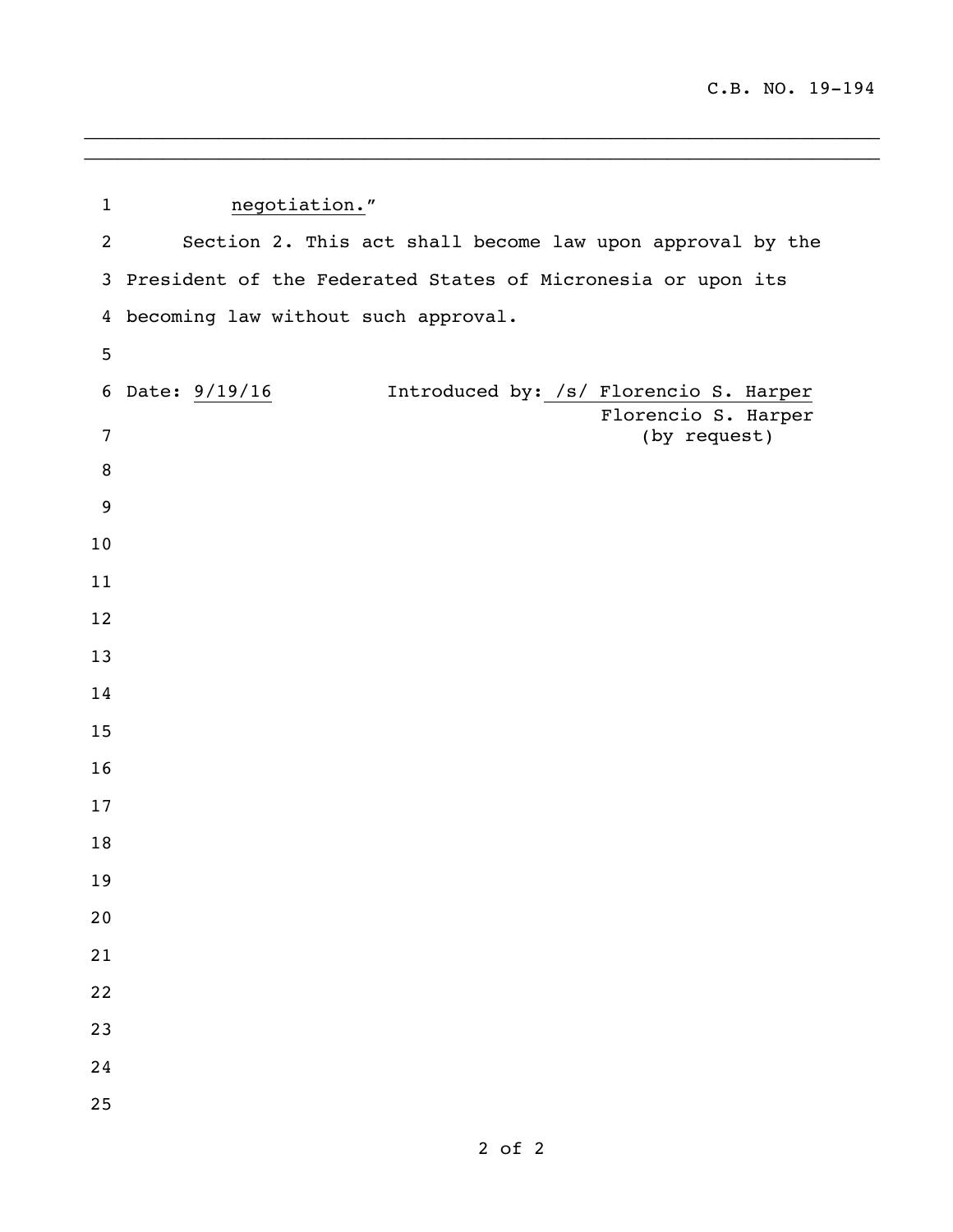negotiation."

Section 2. This act shall become law upon approval by the President of the Federated States of Micronesia or upon its becoming law without such approval.

Date: 9/19/16 Introduced by: /s/ Florencio S. Harper
Florencio S. Harper
(by request)